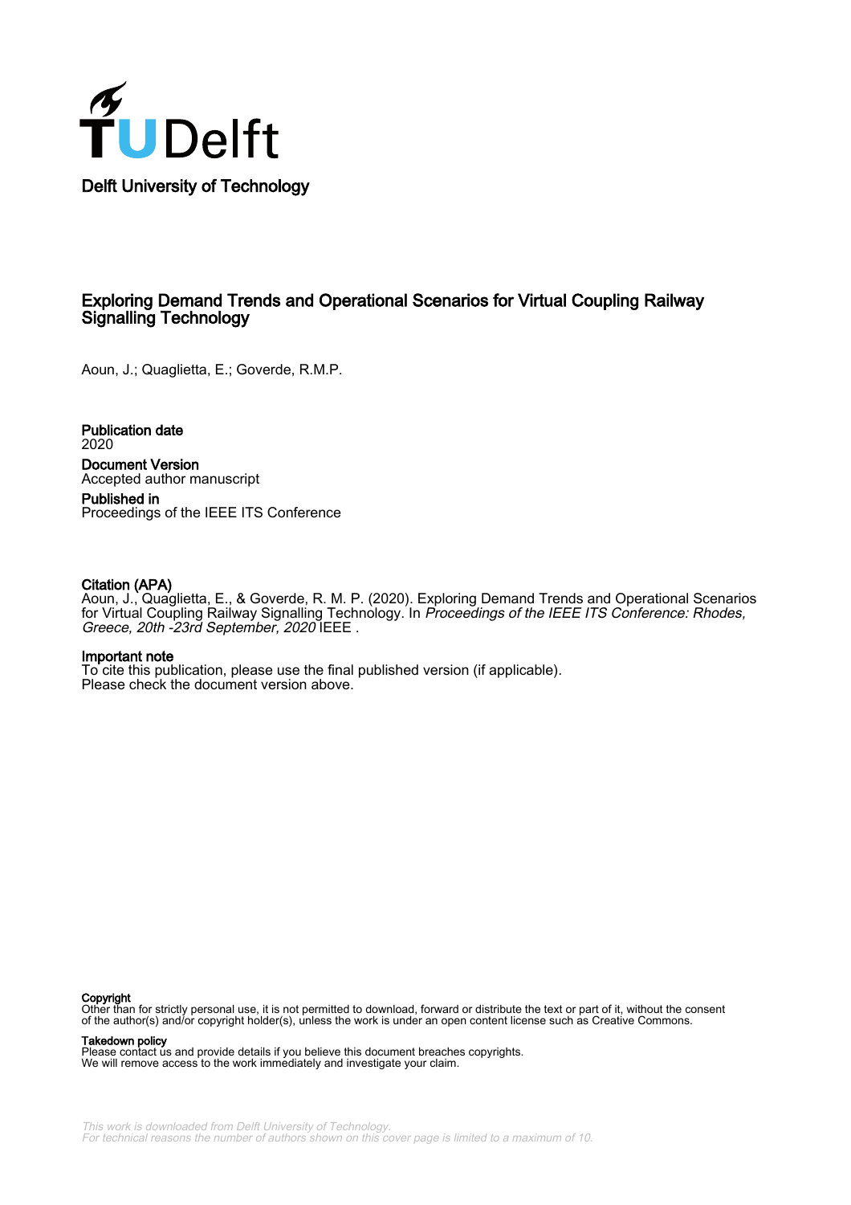**Delft University of Technology**

# Exploring Demand Trends and Operational Scenarios for Virtual Coupling Railway Signalling Technology

Aoun, J.; Quaglietta, E.; Goverde, R.M.P.

**Publication date**
2020

**Document Version**
Accepted author manuscript

**Published in**
Proceedings of the IEEE ITS Conference

**Citation (APA)**
Aoun, J., Quaglietta, E., & Goverde, R. M. P. (2020). Exploring Demand Trends and Operational Scenarios for Virtual Coupling Railway Signalling Technology. In *Proceedings of the IEEE ITS Conference: Rhodes, Greece, 20th -23rd September, 2020* IEEE .

**Important note**
To cite this publication, please use the final published version (if applicable).
Please check the document version above.

**Copyright**
Other than for strictly personal use, it is not permitted to download, forward or distribute the text or part of it, without the consent of the author(s) and/or copyright holder(s), unless the work is under an open content license such as Creative Commons.

**Takedown policy**
Please contact us and provide details if you believe this document breaches copyrights.
We will remove access to the work immediately and investigate your claim.

*This work is downloaded from Delft University of Technology.*
*For technical reasons the number of authors shown on this cover page is limited to a maximum of 10.*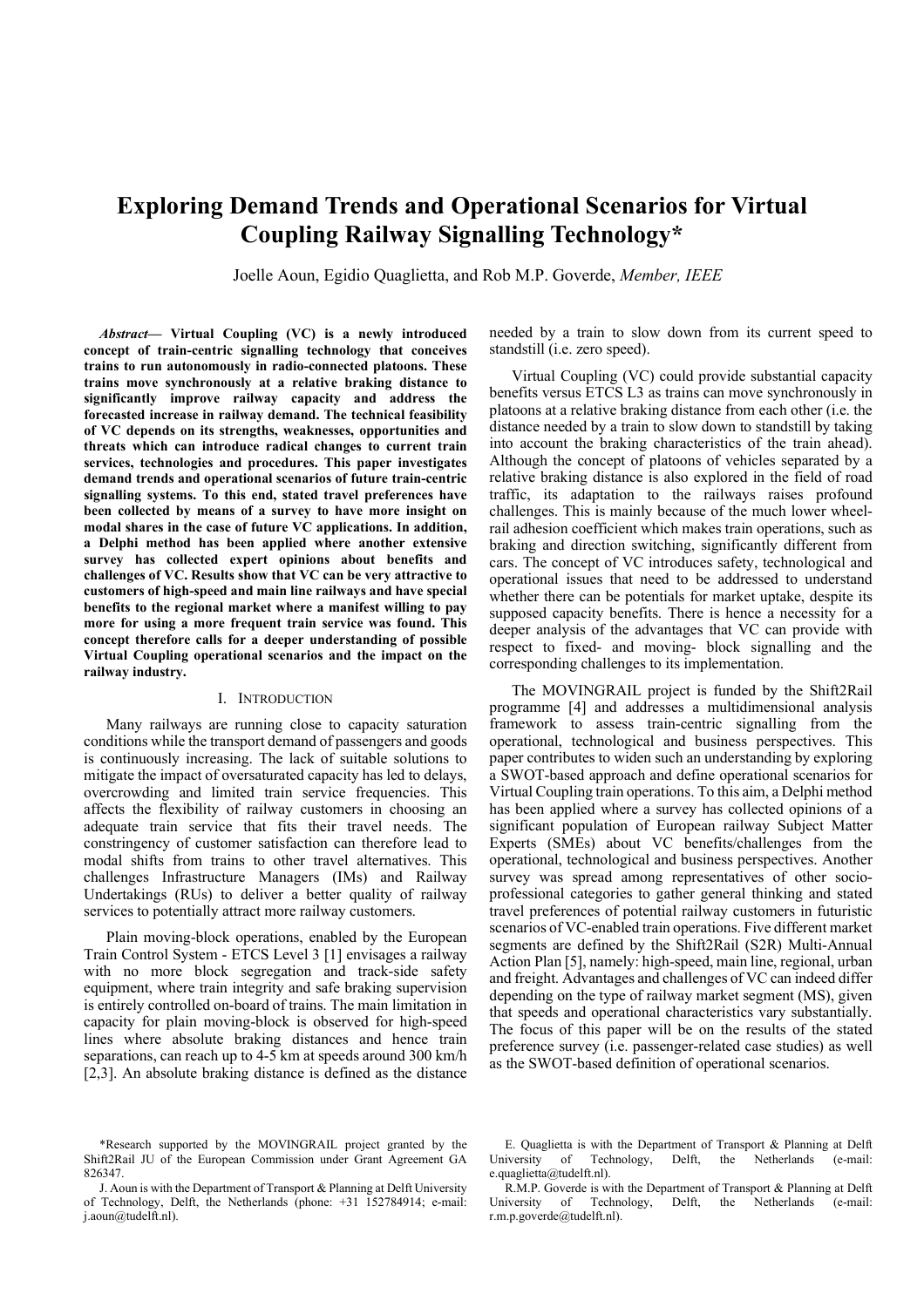# Exploring Demand Trends and Operational Scenarios for Virtual Coupling Railway Signalling Technology*

Joelle Aoun, Egidio Quaglietta, and Rob M.P. Goverde, *Member, IEEE*

***Abstract*— Virtual Coupling (VC) is a newly introduced concept of train-centric signalling technology that conceives trains to run autonomously in radio-connected platoons. These trains move synchronously at a relative braking distance to significantly improve railway capacity and address the forecasted increase in railway demand. The technical feasibility of VC depends on its strengths, weaknesses, opportunities and threats which can introduce radical changes to current train services, technologies and procedures. This paper investigates demand trends and operational scenarios of future train-centric signalling systems. To this end, stated travel preferences have been collected by means of a survey to have more insight on modal shares in the case of future VC applications. In addition, a Delphi method has been applied where another extensive survey has collected expert opinions about benefits and challenges of VC. Results show that VC can be very attractive to customers of high-speed and main line railways and have special benefits to the regional market where a manifest willing to pay more for using a more frequent train service was found. This concept therefore calls for a deeper understanding of possible Virtual Coupling operational scenarios and the impact on the railway industry.**

## I. Introduction

Many railways are running close to capacity saturation conditions while the transport demand of passengers and goods is continuously increasing. The lack of suitable solutions to mitigate the impact of oversaturated capacity has led to delays, overcrowding and limited train service frequencies. This affects the flexibility of railway customers in choosing an adequate train service that fits their travel needs. The constringency of customer satisfaction can therefore lead to modal shifts from trains to other travel alternatives. This challenges Infrastructure Managers (IMs) and Railway Undertakings (RUs) to deliver a better quality of railway services to potentially attract more railway customers.

Plain moving-block operations, enabled by the European Train Control System - ETCS Level 3 [1] envisages a railway with no more block segregation and track-side safety equipment, where train integrity and safe braking supervision is entirely controlled on-board of trains. The main limitation in capacity for plain moving-block is observed for high-speed lines where absolute braking distances and hence train separations, can reach up to 4-5 km at speeds around 300 km/h [2,3]. An absolute braking distance is defined as the distance needed by a train to slow down from its current speed to standstill (i.e. zero speed).

Virtual Coupling (VC) could provide substantial capacity benefits versus ETCS L3 as trains can move synchronously in platoons at a relative braking distance from each other (i.e. the distance needed by a train to slow down to standstill by taking into account the braking characteristics of the train ahead). Although the concept of platoons of vehicles separated by a relative braking distance is also explored in the field of road traffic, its adaptation to the railways raises profound challenges. This is mainly because of the much lower wheel-rail adhesion coefficient which makes train operations, such as braking and direction switching, significantly different from cars. The concept of VC introduces safety, technological and operational issues that need to be addressed to understand whether there can be potentials for market uptake, despite its supposed capacity benefits. There is hence a necessity for a deeper analysis of the advantages that VC can provide with respect to fixed- and moving- block signalling and the corresponding challenges to its implementation.

The MOVINGRAIL project is funded by the Shift2Rail programme [4] and addresses a multidimensional analysis framework to assess train-centric signalling from the operational, technological and business perspectives. This paper contributes to widen such an understanding by exploring a SWOT-based approach and define operational scenarios for Virtual Coupling train operations. To this aim, a Delphi method has been applied where a survey has collected opinions of a significant population of European railway Subject Matter Experts (SMEs) about VC benefits/challenges from the operational, technological and business perspectives. Another survey was spread among representatives of other socio-professional categories to gather general thinking and stated travel preferences of potential railway customers in futuristic scenarios of VC-enabled train operations. Five different market segments are defined by the Shift2Rail (S2R) Multi-Annual Action Plan [5], namely: high-speed, main line, regional, urban and freight. Advantages and challenges of VC can indeed differ depending on the type of railway market segment (MS), given that speeds and operational characteristics vary substantially. The focus of this paper will be on the results of the stated preference survey (i.e. passenger-related case studies) as well as the SWOT-based definition of operational scenarios.

*Research supported by the MOVINGRAIL project granted by the Shift2Rail JU of the European Commission under Grant Agreement GA 826347.

J. Aoun is with the Department of Transport & Planning at Delft University of Technology, Delft, the Netherlands (phone: +31 152784914; e-mail: j.aoun@tudelft.nl).

E. Quaglietta is with the Department of Transport & Planning at Delft University of Technology, Delft, the Netherlands (e-mail: e.quaglietta@tudelft.nl).

R.M.P. Goverde is with the Department of Transport & Planning at Delft University of Technology, Delft, the Netherlands (e-mail: r.m.p.goverde@tudelft.nl).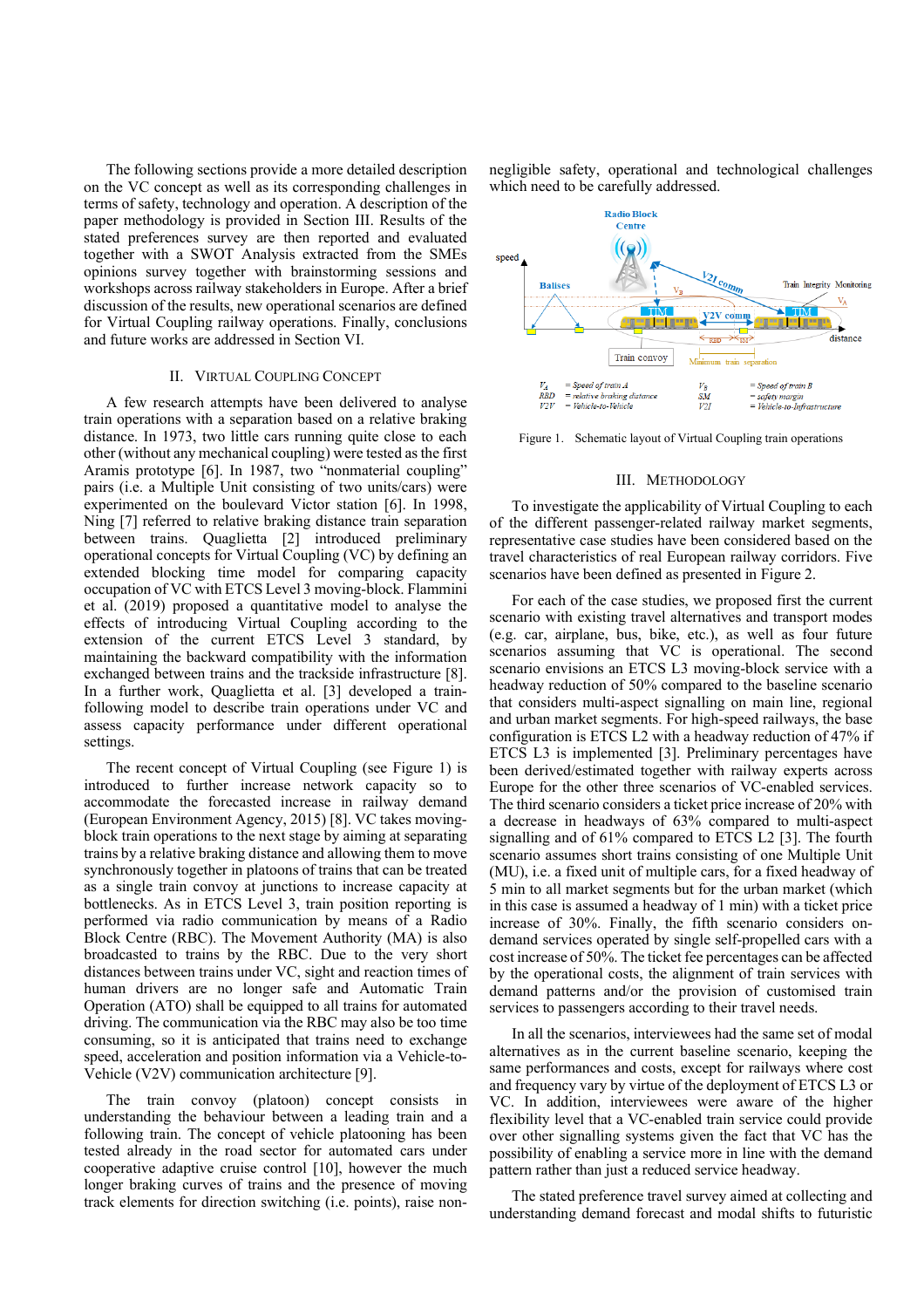The following sections provide a more detailed description on the VC concept as well as its corresponding challenges in terms of safety, technology and operation. A description of the paper methodology is provided in Section III. Results of the stated preferences survey are then reported and evaluated together with a SWOT Analysis extracted from the SMEs opinions survey together with brainstorming sessions and workshops across railway stakeholders in Europe. After a brief discussion of the results, new operational scenarios are defined for Virtual Coupling railway operations. Finally, conclusions and future works are addressed in Section VI.

## II. Virtual Coupling Concept

A few research attempts have been delivered to analyse train operations with a separation based on a relative braking distance. In 1973, two little cars running quite close to each other (without any mechanical coupling) were tested as the first Aramis prototype [6]. In 1987, two "nonmaterial coupling" pairs (i.e. a Multiple Unit consisting of two units/cars) were experimented on the boulevard Victor station [6]. In 1998, Ning [7] referred to relative braking distance train separation between trains. Quaglietta [2] introduced preliminary operational concepts for Virtual Coupling (VC) by defining an extended blocking time model for comparing capacity occupation of VC with ETCS Level 3 moving-block. Flammini et al. (2019) proposed a quantitative model to analyse the effects of introducing Virtual Coupling according to the extension of the current ETCS Level 3 standard, by maintaining the backward compatibility with the information exchanged between trains and the trackside infrastructure [8]. In a further work, Quaglietta et al. [3] developed a train-following model to describe train operations under VC and assess capacity performance under different operational settings.

The recent concept of Virtual Coupling (see Figure 1) is introduced to further increase network capacity so to accommodate the forecasted increase in railway demand (European Environment Agency, 2015) [8]. VC takes moving-block train operations to the next stage by aiming at separating trains by a relative braking distance and allowing them to move synchronously together in platoons of trains that can be treated as a single train convoy at junctions to increase capacity at bottlenecks. As in ETCS Level 3, train position reporting is performed via radio communication by means of a Radio Block Centre (RBC). The Movement Authority (MA) is also broadcasted to trains by the RBC. Due to the very short distances between trains under VC, sight and reaction times of human drivers are no longer safe and Automatic Train Operation (ATO) shall be equipped to all trains for automated driving. The communication via the RBC may also be too time consuming, so it is anticipated that trains need to exchange speed, acceleration and position information via a Vehicle-to-Vehicle (V2V) communication architecture [9].

The train convoy (platoon) concept consists in understanding the behaviour between a leading train and a following train. The concept of vehicle platooning has been tested already in the road sector for automated cars under cooperative adaptive cruise control [10], however the much longer braking curves of trains and the presence of moving track elements for direction switching (i.e. points), raise non-negligible safety, operational and technological challenges which need to be carefully addressed.

Figure 1. Schematic layout of Virtual Coupling train operations

## III. Methodology

To investigate the applicability of Virtual Coupling to each of the different passenger-related railway market segments, representative case studies have been considered based on the travel characteristics of real European railway corridors. Five scenarios have been defined as presented in Figure 2.

For each of the case studies, we proposed first the current scenario with existing travel alternatives and transport modes (e.g. car, airplane, bus, bike, etc.), as well as four future scenarios assuming that VC is operational. The second scenario envisions an ETCS L3 moving-block service with a headway reduction of 50% compared to the baseline scenario that considers multi-aspect signalling on main line, regional and urban market segments. For high-speed railways, the base configuration is ETCS L2 with a headway reduction of 47% if ETCS L3 is implemented [3]. Preliminary percentages have been derived/estimated together with railway experts across Europe for the other three scenarios of VC-enabled services. The third scenario considers a ticket price increase of 20% with a decrease in headways of 63% compared to multi-aspect signalling and of 61% compared to ETCS L2 [3]. The fourth scenario assumes short trains consisting of one Multiple Unit (MU), i.e. a fixed unit of multiple cars, for a fixed headway of 5 min to all market segments but for the urban market (which in this case is assumed a headway of 1 min) with a ticket price increase of 30%. Finally, the fifth scenario considers on-demand services operated by single self-propelled cars with a cost increase of 50%. The ticket fee percentages can be affected by the operational costs, the alignment of train services with demand patterns and/or the provision of customised train services to passengers according to their travel needs.

In all the scenarios, interviewees had the same set of modal alternatives as in the current baseline scenario, keeping the same performances and costs, except for railways where cost and frequency vary by virtue of the deployment of ETCS L3 or VC. In addition, interviewees were aware of the higher flexibility level that a VC-enabled train service could provide over other signalling systems given the fact that VC has the possibility of enabling a service more in line with the demand pattern rather than just a reduced service headway.

The stated preference travel survey aimed at collecting and understanding demand forecast and modal shifts to futuristic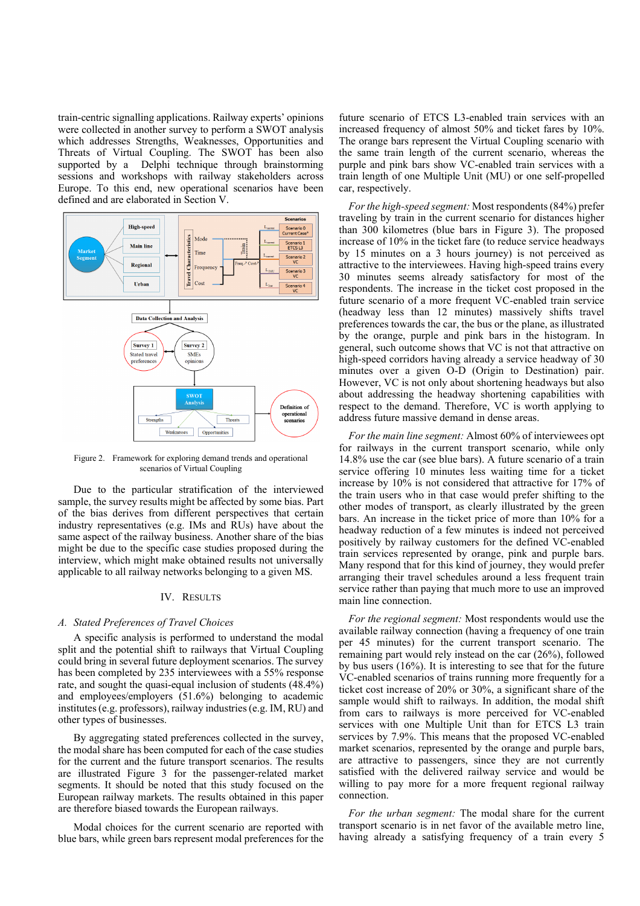train-centric signalling applications. Railway experts' opinions were collected in another survey to perform a SWOT analysis which addresses Strengths, Weaknesses, Opportunities and Threats of Virtual Coupling. The SWOT has been also supported by a Delphi technique through brainstorming sessions and workshops with railway stakeholders across Europe. To this end, new operational scenarios have been defined and are elaborated in Section V.

Figure 2. Framework for exploring demand trends and operational scenarios of Virtual Coupling

Due to the particular stratification of the interviewed sample, the survey results might be affected by some bias. Part of the bias derives from different perspectives that certain industry representatives (e.g. IMs and RUs) have about the same aspect of the railway business. Another share of the bias might be due to the specific case studies proposed during the interview, which might make obtained results not universally applicable to all railway networks belonging to a given MS.

## IV. Results

### A. Stated Preferences of Travel Choices

A specific analysis is performed to understand the modal split and the potential shift to railways that Virtual Coupling could bring in several future deployment scenarios. The survey has been completed by 235 interviewees with a 55% response rate, and sought the quasi-equal inclusion of students (48.4%) and employees/employers (51.6%) belonging to academic institutes (e.g. professors), railway industries (e.g. IM, RU) and other types of businesses.

By aggregating stated preferences collected in the survey, the modal share has been computed for each of the case studies for the current and the future transport scenarios. The results are illustrated Figure 3 for the passenger-related market segments. It should be noted that this study focused on the European railway markets. The results obtained in this paper are therefore biased towards the European railways.

Modal choices for the current scenario are reported with blue bars, while green bars represent modal preferences for the future scenario of ETCS L3-enabled train services with an increased frequency of almost 50% and ticket fares by 10%. The orange bars represent the Virtual Coupling scenario with the same train length of the current scenario, whereas the purple and pink bars show VC-enabled train services with a train length of one Multiple Unit (MU) or one self-propelled car, respectively.

*For the high-speed segment:* Most respondents (84%) prefer traveling by train in the current scenario for distances higher than 300 kilometres (blue bars in Figure 3). The proposed increase of 10% in the ticket fare (to reduce service headways by 15 minutes on a 3 hours journey) is not perceived as attractive to the interviewees. Having high-speed trains every 30 minutes seems already satisfactory for most of the respondents. The increase in the ticket cost proposed in the future scenario of a more frequent VC-enabled train service (headway less than 12 minutes) massively shifts travel preferences towards the car, the bus or the plane, as illustrated by the orange, purple and pink bars in the histogram. In general, such outcome shows that VC is not that attractive on high-speed corridors having already a service headway of 30 minutes over a given O-D (Origin to Destination) pair. However, VC is not only about shortening headways but also about addressing the headway shortening capabilities with respect to the demand. Therefore, VC is worth applying to address future massive demand in dense areas.

*For the main line segment:* Almost 60% of interviewees opt for railways in the current transport scenario, while only 14.8% use the car (see blue bars). A future scenario of a train service offering 10 minutes less waiting time for a ticket increase by 10% is not considered that attractive for 17% of the train users who in that case would prefer shifting to the other modes of transport, as clearly illustrated by the green bars. An increase in the ticket price of more than 10% for a headway reduction of a few minutes is indeed not perceived positively by railway customers for the defined VC-enabled train services represented by orange, pink and purple bars. Many respond that for this kind of journey, they would prefer arranging their travel schedules around a less frequent train service rather than paying that much more to use an improved main line connection.

*For the regional segment:* Most respondents would use the available railway connection (having a frequency of one train per 45 minutes) for the current transport scenario. The remaining part would rely instead on the car (26%), followed by bus users (16%). It is interesting to see that for the future VC-enabled scenarios of trains running more frequently for a ticket cost increase of 20% or 30%, a significant share of the sample would shift to railways. In addition, the modal shift from cars to railways is more perceived for VC-enabled services with one Multiple Unit than for ETCS L3 train services by 7.9%. This means that the proposed VC-enabled market scenarios, represented by the orange and purple bars, are attractive to passengers, since they are not currently satisfied with the delivered railway service and would be willing to pay more for a more frequent regional railway connection.

*For the urban segment:* The modal share for the current transport scenario is in net favor of the available metro line, having already a satisfying frequency of a train every 5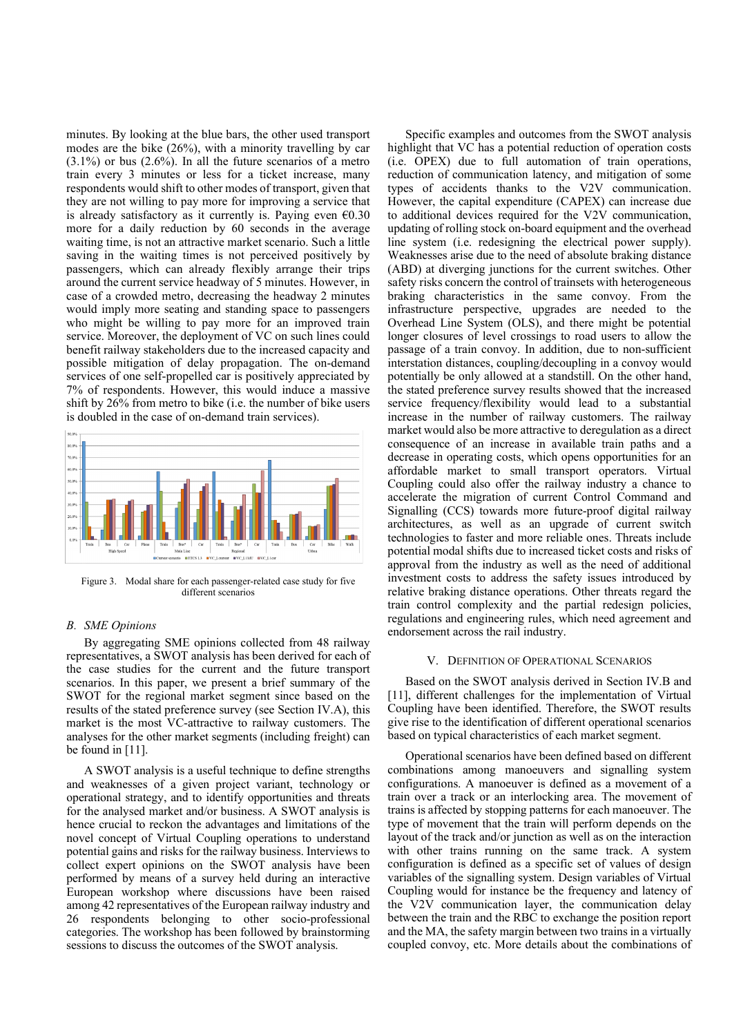minutes. By looking at the blue bars, the other used transport modes are the bike (26%), with a minority travelling by car (3.1%) or bus (2.6%). In all the future scenarios of a metro train every 3 minutes or less for a ticket increase, many respondents would shift to other modes of transport, given that they are not willing to pay more for improving a service that is already satisfactory as it currently is. Paying even €0.30 more for a daily reduction by 60 seconds in the average waiting time, is not an attractive market scenario. Such a little saving in the waiting times is not perceived positively by passengers, which can already flexibly arrange their trips around the current service headway of 5 minutes. However, in case of a crowded metro, decreasing the headway 2 minutes would imply more seating and standing space to passengers who might be willing to pay more for an improved train service. Moreover, the deployment of VC on such lines could benefit railway stakeholders due to the increased capacity and possible mitigation of delay propagation. The on-demand services of one self-propelled car is positively appreciated by 7% of respondents. However, this would induce a massive shift by 26% from metro to bike (i.e. the number of bike users is doubled in the case of on-demand train services).

Figure 3. Modal share for each passenger-related case study for five different scenarios

### B. SME Opinions

By aggregating SME opinions collected from 48 railway representatives, a SWOT analysis has been derived for each of the case studies for the current and the future transport scenarios. In this paper, we present a brief summary of the SWOT for the regional market segment since based on the results of the stated preference survey (see Section IV.A), this market is the most VC-attractive to railway customers. The analyses for the other market segments (including freight) can be found in [11].

A SWOT analysis is a useful technique to define strengths and weaknesses of a given project variant, technology or operational strategy, and to identify opportunities and threats for the analysed market and/or business. A SWOT analysis is hence crucial to reckon the advantages and limitations of the novel concept of Virtual Coupling operations to understand potential gains and risks for the railway business. Interviews to collect expert opinions on the SWOT analysis have been performed by means of a survey held during an interactive European workshop where discussions have been raised among 42 representatives of the European railway industry and 26 respondents belonging to other socio-professional categories. The workshop has been followed by brainstorming sessions to discuss the outcomes of the SWOT analysis.

Specific examples and outcomes from the SWOT analysis highlight that VC has a potential reduction of operation costs (i.e. OPEX) due to full automation of train operations, reduction of communication latency, and mitigation of some types of accidents thanks to the V2V communication. However, the capital expenditure (CAPEX) can increase due to additional devices required for the V2V communication, updating of rolling stock on-board equipment and the overhead line system (i.e. redesigning the electrical power supply). Weaknesses arise due to the need of absolute braking distance (ABD) at diverging junctions for the current switches. Other safety risks concern the control of trainsets with heterogeneous braking characteristics in the same convoy. From the infrastructure perspective, upgrades are needed to the Overhead Line System (OLS), and there might be potential longer closures of level crossings to road users to allow the passage of a train convoy. In addition, due to non-sufficient interstation distances, coupling/decoupling in a convoy would potentially be only allowed at a standstill. On the other hand, the stated preference survey results showed that the increased service frequency/flexibility would lead to a substantial increase in the number of railway customers. The railway market would also be more attractive to deregulation as a direct consequence of an increase in available train paths and a decrease in operating costs, which opens opportunities for an affordable market to small transport operators. Virtual Coupling could also offer the railway industry a chance to accelerate the migration of current Control Command and Signalling (CCS) towards more future-proof digital railway architectures, as well as an upgrade of current switch technologies to faster and more reliable ones. Threats include potential modal shifts due to increased ticket costs and risks of approval from the industry as well as the need of additional investment costs to address the safety issues introduced by relative braking distance operations. Other threats regard the train control complexity and the partial redesign policies, regulations and engineering rules, which need agreement and endorsement across the rail industry.

## V. Definition of Operational Scenarios

Based on the SWOT analysis derived in Section IV.B and [11], different challenges for the implementation of Virtual Coupling have been identified. Therefore, the SWOT results give rise to the identification of different operational scenarios based on typical characteristics of each market segment.

Operational scenarios have been defined based on different combinations among manoeuvers and signalling system configurations. A manoeuver is defined as a movement of a train over a track or an interlocking area. The movement of trains is affected by stopping patterns for each manoeuver. The type of movement that the train will perform depends on the layout of the track and/or junction as well as on the interaction with other trains running on the same track. A system configuration is defined as a specific set of values of design variables of the signalling system. Design variables of Virtual Coupling would for instance be the frequency and latency of the V2V communication layer, the communication delay between the train and the RBC to exchange the position report and the MA, the safety margin between two trains in a virtually coupled convoy, etc. More details about the combinations of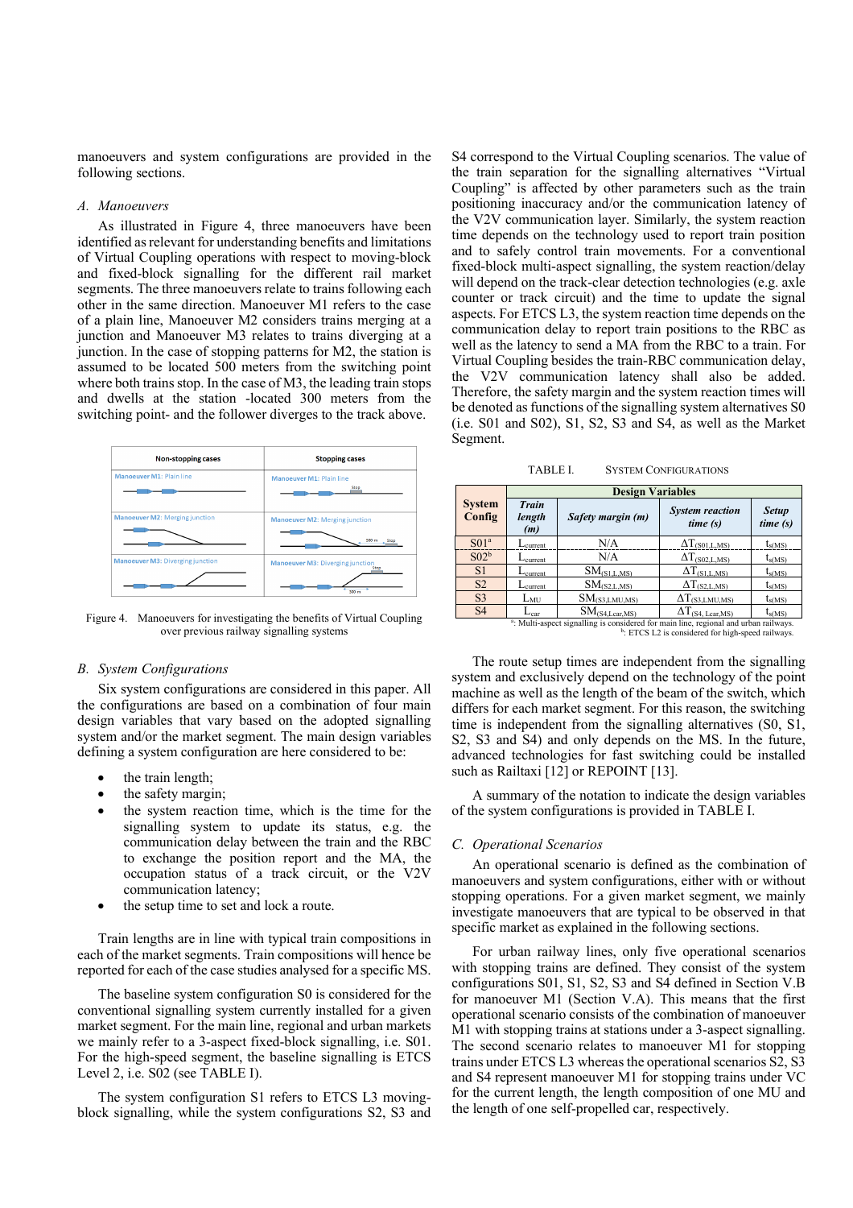manoeuvers and system configurations are provided in the following sections.

### A. Manoeuvers

As illustrated in Figure 4, three manoeuvers have been identified as relevant for understanding benefits and limitations of Virtual Coupling operations with respect to moving-block and fixed-block signalling for the different rail market segments. The three manoeuvers relate to trains following each other in the same direction. Manoeuver M1 refers to the case of a plain line, Manoeuver M2 considers trains merging at a junction and Manoeuver M3 relates to trains diverging at a junction. In the case of stopping patterns for M2, the station is assumed to be located 500 meters from the switching point where both trains stop. In the case of M3, the leading train stops and dwells at the station -located 300 meters from the switching point- and the follower diverges to the track above.

Figure 4. Manoeuvers for investigating the benefits of Virtual Coupling over previous railway signalling systems

### B. System Configurations

Six system configurations are considered in this paper. All the configurations are based on a combination of four main design variables that vary based on the adopted signalling system and/or the market segment. The main design variables defining a system configuration are here considered to be:

- the train length;
- the safety margin;
- the system reaction time, which is the time for the signalling system to update its status, e.g. the communication delay between the train and the RBC to exchange the position report and the MA, the occupation status of a track circuit, or the V2V communication latency;
- the setup time to set and lock a route.

Train lengths are in line with typical train compositions in each of the market segments. Train compositions will hence be reported for each of the case studies analysed for a specific MS.

The baseline system configuration S0 is considered for the conventional signalling system currently installed for a given market segment. For the main line, regional and urban markets we mainly refer to a 3-aspect fixed-block signalling, i.e. S01. For the high-speed segment, the baseline signalling is ETCS Level 2, i.e. S02 (see TABLE I).

The system configuration S1 refers to ETCS L3 moving-block signalling, while the system configurations S2, S3 and S4 correspond to the Virtual Coupling scenarios. The value of the train separation for the signalling alternatives "Virtual Coupling" is affected by other parameters such as the train positioning inaccuracy and/or the communication latency of the V2V communication layer. Similarly, the system reaction time depends on the technology used to report train position and to safely control train movements. For a conventional fixed-block multi-aspect signalling, the system reaction/delay will depend on the track-clear detection technologies (e.g. axle counter or track circuit) and the time to update the signal aspects. For ETCS L3, the system reaction time depends on the communication delay to report train positions to the RBC as well as the latency to send a MA from the RBC to a train. For Virtual Coupling besides the train-RBC communication delay, the V2V communication latency shall also be added. Therefore, the safety margin and the system reaction times will be denoted as functions of the signalling system alternatives S0 (i.e. S01 and S02), S1, S2, S3 and S4, as well as the Market Segment.

TABLE I. System Configurations

| System Config | Design Variables | | | |
|---|---|---|---|---|
| | *Train length (m)* | *Safety margin (m)* | *System reaction time (s)* | *Setup time (s)* |
| S01[a] | $L_{current}$ | N/A | $\Delta T_{(S01,L,MS)}$ | $t_{s(MS)}$ |
| S02[b] | $L_{current}$ | N/A | $\Delta T_{(S02,L,MS)}$ | $t_{s(MS)}$ |
| S1 | $L_{current}$ | $SM_{(S1,L,MS)}$ | $\Delta T_{(S1,L,MS)}$ | $t_{s(MS)}$ |
| S2 | $L_{current}$ | $SM_{(S2,L,MS)}$ | $\Delta T_{(S2,L,MS)}$ | $t_{s(MS)}$ |
| S3 | $L_{MU}$ | $SM_{(S3,LMU,MS)}$ | $\Delta T_{(S3,LMU,MS)}$ | $t_{s(MS)}$ |
| S4 | $L_{car}$ | $SM_{(S4,Lcar,MS)}$ | $\Delta T_{(S4,Lcar,MS)}$ | $t_{s(MS)}$ |

[a]: Multi-aspect signalling is considered for main line, regional and urban railways.
[b]: ETCS L2 is considered for high-speed railways.

The route setup times are independent from the signalling system and exclusively depend on the technology of the point machine as well as the length of the beam of the switch, which differs for each market segment. For this reason, the switching time is independent from the signalling alternatives (S0, S1, S2, S3 and S4) and only depends on the MS. In the future, advanced technologies for fast switching could be installed such as Railtaxi [12] or REPOINT [13].

A summary of the notation to indicate the design variables of the system configurations is provided in TABLE I.

### C. Operational Scenarios

An operational scenario is defined as the combination of manoeuvers and system configurations, either with or without stopping operations. For a given market segment, we mainly investigate manoeuvers that are typical to be observed in that specific market segment as explained in the following sections.

For urban railway lines, only five operational scenarios with stopping trains are defined. They consist of the system configurations S01, S1, S2, S3 and S4 defined in Section V.B for manoeuver M1 (Section V.A). This means that the first operational scenario consists of the combination of manoeuver M1 with stopping trains at stations under a 3-aspect signalling. The second scenario relates to manoeuver M1 for stopping trains under ETCS L3 whereas the operational scenarios S2, S3 and S4 represent manoeuver M1 for stopping trains under VC for the current length, the length composition of one MU and the length of one self-propelled car, respectively.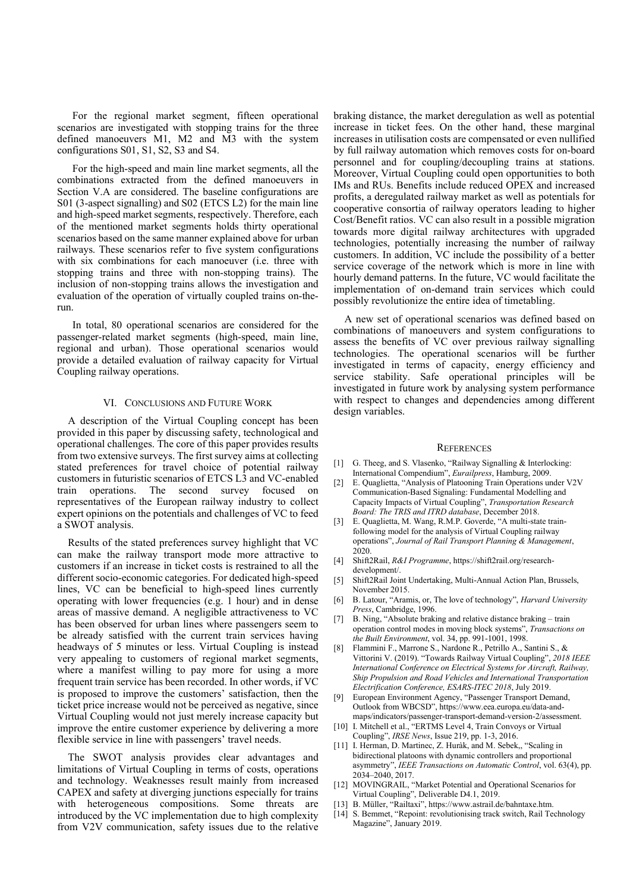For the regional market segment, fifteen operational scenarios are investigated with stopping trains for the three defined manoeuvers M1, M2 and M3 with the system configurations S01, S1, S2, S3 and S4.

For the high-speed and main line market segments, all the combinations extracted from the defined manoeuvers in Section V.A are considered. The baseline configurations are S01 (3-aspect signalling) and S02 (ETCS L2) for the main line and high-speed market segments, respectively. Therefore, each of the mentioned market segments holds thirty operational scenarios based on the same manner explained above for urban railways. These scenarios refer to five system configurations with six combinations for each manoeuver (i.e. three with stopping trains and three with non-stopping trains). The inclusion of non-stopping trains allows the investigation and evaluation of the operation of virtually coupled trains on-the-run.

In total, 80 operational scenarios are considered for the passenger-related market segments (high-speed, main line, regional and urban). Those operational scenarios would provide a detailed evaluation of railway capacity for Virtual Coupling railway operations.

## VI. Conclusions and Future Work

A description of the Virtual Coupling concept has been provided in this paper by discussing safety, technological and operational challenges. The core of this paper provides results from two extensive surveys. The first survey aims at collecting stated preferences for travel choice of potential railway customers in futuristic scenarios of ETCS L3 and VC-enabled train operations. The second survey focused on representatives of the European railway industry to collect expert opinions on the potentials and challenges of VC to feed a SWOT analysis.

Results of the stated preferences survey highlight that VC can make the railway transport mode more attractive to customers if an increase in ticket costs is restrained to all the different socio-economic categories. For dedicated high-speed lines, VC can be beneficial to high-speed lines currently operating with lower frequencies (e.g. 1 hour) and in dense areas of massive demand. A negligible attractiveness to VC has been observed for urban lines where passengers seem to be already satisfied with the current train services having headways of 5 minutes or less. Virtual Coupling is instead very appealing to customers of regional market segments, where a manifest willing to pay more for using a more frequent train service has been recorded. In other words, if VC is proposed to improve the customers' satisfaction, then the ticket price increase would not be perceived as negative, since Virtual Coupling would not just merely increase capacity but improve the entire customer experience by delivering a more flexible service in line with passengers' travel needs.

The SWOT analysis provides clear advantages and limitations of Virtual Coupling in terms of costs, operations and technology. Weaknesses result mainly from increased CAPEX and safety at diverging junctions especially for trains with heterogeneous compositions. Some threats are introduced by the VC implementation due to high complexity from V2V communication, safety issues due to the relative braking distance, the market deregulation as well as potential increase in ticket fees. On the other hand, these marginal increases in utilisation costs are compensated or even nullified by full railway automation which removes costs for on-board personnel and for coupling/decoupling trains at stations. Moreover, Virtual Coupling could open opportunities to both IMs and RUs. Benefits include reduced OPEX and increased profits, a deregulated railway market as well as potentials for cooperative consortia of railway operators leading to higher Cost/Benefit ratios. VC can also result in a possible migration towards more digital railway architectures with upgraded technologies, potentially increasing the number of railway customers. In addition, VC include the possibility of a better service coverage of the network which is more in line with hourly demand patterns. In the future, VC would facilitate the implementation of on-demand train services which could possibly revolutionize the entire idea of timetabling.

A new set of operational scenarios was defined based on combinations of manoeuvers and system configurations to assess the benefits of VC over previous railway signalling technologies. The operational scenarios will be further investigated in terms of capacity, energy efficiency and service stability. Safe operational principles will be investigated in future work by analysing system performance with respect to changes and dependencies among different design variables.

## References

[1] G. Theeg, and S. Vlasenko, "Railway Signalling & Interlocking: International Compendium", *Eurailpress*, Hamburg, 2009.

[2] E. Quaglietta, "Analysis of Platooning Train Operations under V2V Communication-Based Signaling: Fundamental Modelling and Capacity Impacts of Virtual Coupling", *Transportation Research Board: The TRIS and ITRD database*, December 2018.

[3] E. Quaglietta, M. Wang, R.M.P. Goverde, "A multi-state train-following model for the analysis of Virtual Coupling railway operations", *Journal of Rail Transport Planning & Management*, 2020.

[4] Shift2Rail, *R&I Programme*, https://shift2rail.org/research-development/.

[5] Shift2Rail Joint Undertaking, Multi-Annual Action Plan, Brussels, November 2015.

[6] B. Latour, "Aramis, or, The love of technology", *Harvard University Press*, Cambridge, 1996.

[7] B. Ning, "Absolute braking and relative distance braking – train operation control modes in moving block systems", *Transactions on the Built Environment*, vol. 34, pp. 991-1001, 1998.

[8] Flammini F., Marrone S., Nardone R., Petrillo A., Santini S., & Vittorini V. (2019). "Towards Railway Virtual Coupling", *2018 IEEE International Conference on Electrical Systems for Aircraft, Railway, Ship Propulsion and Road Vehicles and International Transportation Electrification Conference, ESARS-ITEC 2018*, July 2019.

[9] European Environment Agency, "Passenger Transport Demand, Outlook from WBCSD", https://www.eea.europa.eu/data-and-maps/indicators/passenger-transport-demand-version-2/assessment.

[10] I. Mitchell et al., "ERTMS Level 4, Train Convoys or Virtual Coupling", *IRSE News*, Issue 219, pp. 1-3, 2016.

[11] I. Herman, D. Martinec, Z. Huràk, and M. Sebek,, "Scaling in bidirectional platoons with dynamic controllers and proportional asymmetry", *IEEE Transactions on Automatic Control*, vol. 63(4), pp. 2034–2040, 2017.

[12] MOVINGRAIL, "Market Potential and Operational Scenarios for Virtual Coupling", Deliverable D4.1, 2019.

[13] B. Müller, "Railtaxi", https://www.astrail.de/bahntaxe.htm.

[14] S. Bemmet, "Repoint: revolutionising track switch, Rail Technology Magazine", January 2019.